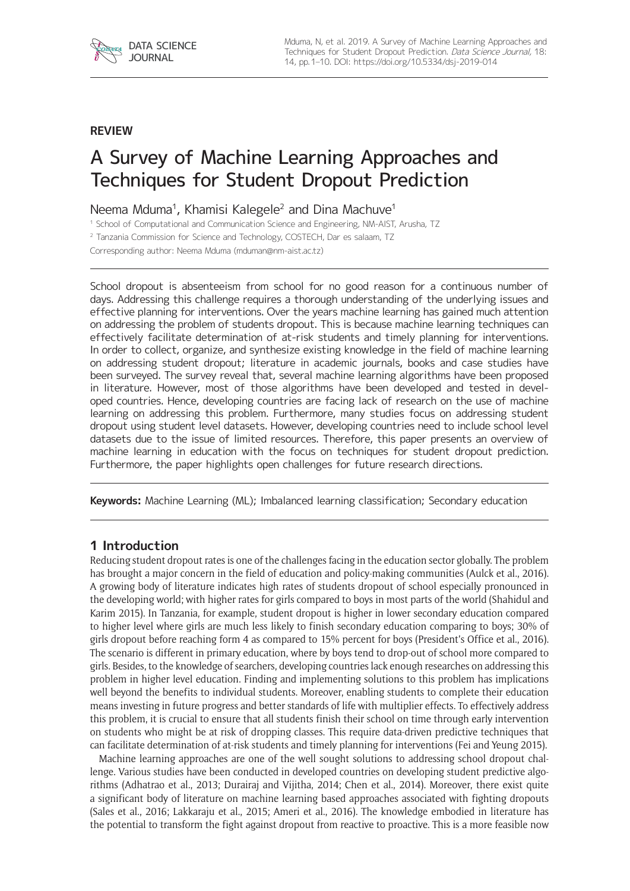**REVIEW**

# A Survey of Machine Learning Approaches and Techniques for Student Dropout Prediction

Neema Mduma[1], Khamisi Kalegele[2] and Dina Machuve[1]

[1] School of Computational and Communication Science and Engineering, NM-AIST, Arusha, TZ

[2] Tanzania Commission for Science and Technology, COSTECH, Dar es salaam, TZ

Corresponding author: Neema Mduma (mduman@nm-aist.ac.tz)

School dropout is absenteeism from school for no good reason for a continuous number of days. Addressing this challenge requires a thorough understanding of the underlying issues and effective planning for interventions. Over the years machine learning has gained much attention on addressing the problem of students dropout. This is because machine learning techniques can effectively facilitate determination of at-risk students and timely planning for interventions. In order to collect, organize, and synthesize existing knowledge in the field of machine learning on addressing student dropout; literature in academic journals, books and case studies have been surveyed. The survey reveal that, several machine learning algorithms have been proposed in literature. However, most of those algorithms have been developed and tested in developed countries. Hence, developing countries are facing lack of research on the use of machine learning on addressing this problem. Furthermore, many studies focus on addressing student dropout using student level datasets. However, developing countries need to include school level datasets due to the issue of limited resources. Therefore, this paper presents an overview of machine learning in education with the focus on techniques for student dropout prediction. Furthermore, the paper highlights open challenges for future research directions.

**Keywords:** Machine Learning (ML); Imbalanced learning classification; Secondary education

## 1 Introduction

Reducing student dropout rates is one of the challenges facing in the education sector globally. The problem has brought a major concern in the field of education and policy-making communities (Aulck et al., 2016). A growing body of literature indicates high rates of students dropout of school especially pronounced in the developing world; with higher rates for girls compared to boys in most parts of the world (Shahidul and Karim 2015). In Tanzania, for example, student dropout is higher in lower secondary education compared to higher level where girls are much less likely to finish secondary education comparing to boys; 30% of girls dropout before reaching form 4 as compared to 15% percent for boys (President's Office et al., 2016). The scenario is different in primary education, where by boys tend to drop-out of school more compared to girls. Besides, to the knowledge of searchers, developing countries lack enough researches on addressing this problem in higher level education. Finding and implementing solutions to this problem has implications well beyond the benefits to individual students. Moreover, enabling students to complete their education means investing in future progress and better standards of life with multiplier effects. To effectively address this problem, it is crucial to ensure that all students finish their school on time through early intervention on students who might be at risk of dropping classes. This require data-driven predictive techniques that can facilitate determination of at-risk students and timely planning for interventions (Fei and Yeung 2015).

Machine learning approaches are one of the well sought solutions to addressing school dropout challenge. Various studies have been conducted in developed countries on developing student predictive algorithms (Adhatrao et al., 2013; Durairaj and Vijitha, 2014; Chen et al., 2014). Moreover, there exist quite a significant body of literature on machine learning based approaches associated with fighting dropouts (Sales et al., 2016; Lakkaraju et al., 2015; Ameri et al., 2016). The knowledge embodied in literature has the potential to transform the fight against dropout from reactive to proactive. This is a more feasible now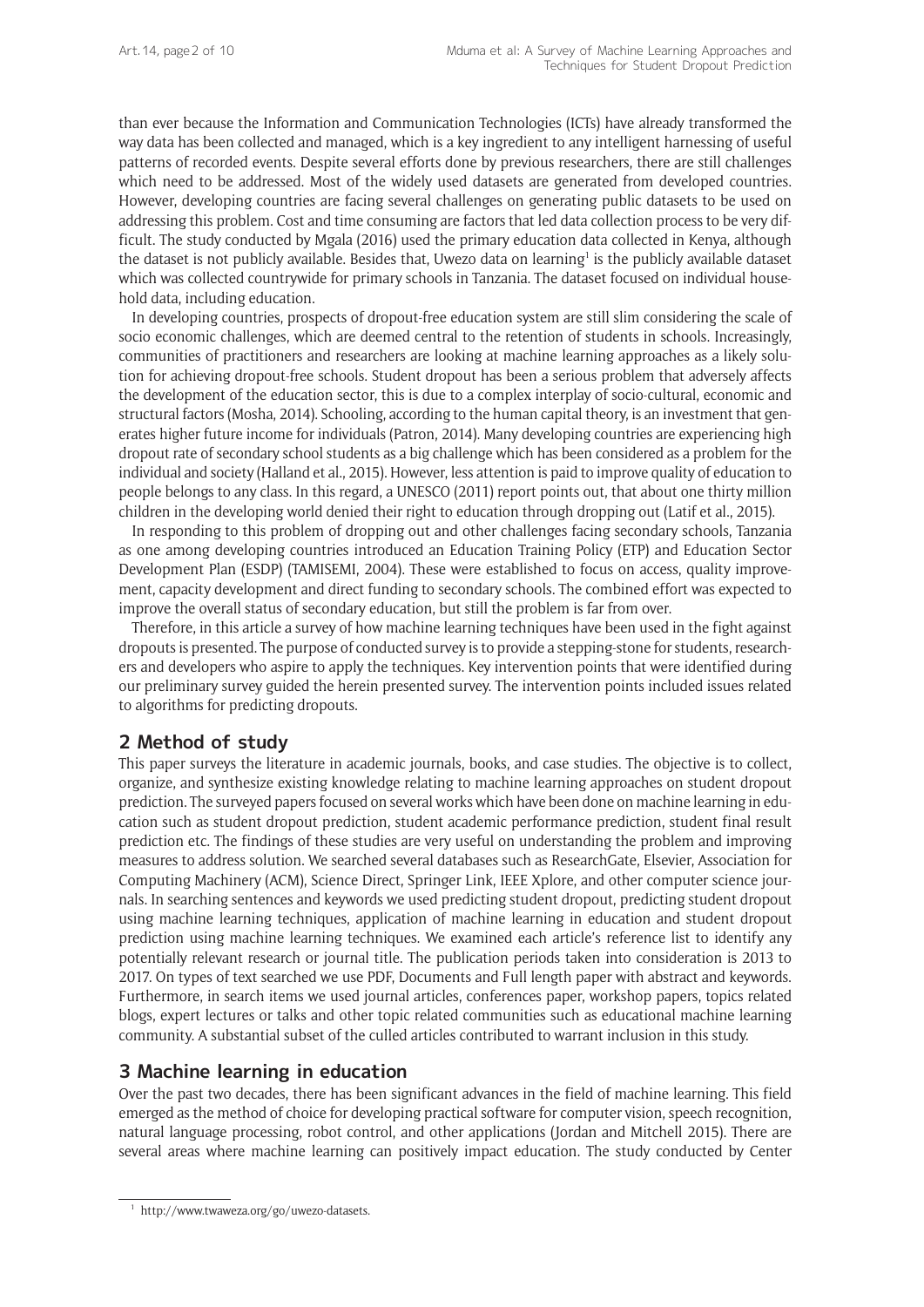than ever because the Information and Communication Technologies (ICTs) have already transformed the way data has been collected and managed, which is a key ingredient to any intelligent harnessing of useful patterns of recorded events. Despite several efforts done by previous researchers, there are still challenges which need to be addressed. Most of the widely used datasets are generated from developed countries. However, developing countries are facing several challenges on generating public datasets to be used on addressing this problem. Cost and time consuming are factors that led data collection process to be very difficult. The study conducted by Mgala (2016) used the primary education data collected in Kenya, although the dataset is not publicly available. Besides that, Uwezo data on learning[1] is the publicly available dataset which was collected countrywide for primary schools in Tanzania. The dataset focused on individual household data, including education.

In developing countries, prospects of dropout-free education system are still slim considering the scale of socio economic challenges, which are deemed central to the retention of students in schools. Increasingly, communities of practitioners and researchers are looking at machine learning approaches as a likely solution for achieving dropout-free schools. Student dropout has been a serious problem that adversely affects the development of the education sector, this is due to a complex interplay of socio-cultural, economic and structural factors (Mosha, 2014). Schooling, according to the human capital theory, is an investment that generates higher future income for individuals (Patron, 2014). Many developing countries are experiencing high dropout rate of secondary school students as a big challenge which has been considered as a problem for the individual and society (Halland et al., 2015). However, less attention is paid to improve quality of education to people belongs to any class. In this regard, a UNESCO (2011) report points out, that about one thirty million children in the developing world denied their right to education through dropping out (Latif et al., 2015).

In responding to this problem of dropping out and other challenges facing secondary schools, Tanzania as one among developing countries introduced an Education Training Policy (ETP) and Education Sector Development Plan (ESDP) (TAMISEMI, 2004). These were established to focus on access, quality improvement, capacity development and direct funding to secondary schools. The combined effort was expected to improve the overall status of secondary education, but still the problem is far from over.

Therefore, in this article a survey of how machine learning techniques have been used in the fight against dropouts is presented. The purpose of conducted survey is to provide a stepping-stone for students, researchers and developers who aspire to apply the techniques. Key intervention points that were identified during our preliminary survey guided the herein presented survey. The intervention points included issues related to algorithms for predicting dropouts.

## 2 Method of study

This paper surveys the literature in academic journals, books, and case studies. The objective is to collect, organize, and synthesize existing knowledge relating to machine learning approaches on student dropout prediction. The surveyed papers focused on several works which have been done on machine learning in education such as student dropout prediction, student academic performance prediction, student final result prediction etc. The findings of these studies are very useful on understanding the problem and improving measures to address solution. We searched several databases such as ResearchGate, Elsevier, Association for Computing Machinery (ACM), Science Direct, Springer Link, IEEE Xplore, and other computer science journals. In searching sentences and keywords we used predicting student dropout, predicting student dropout using machine learning techniques, application of machine learning in education and student dropout prediction using machine learning techniques. We examined each article's reference list to identify any potentially relevant research or journal title. The publication periods taken into consideration is 2013 to 2017. On types of text searched we use PDF, Documents and Full length paper with abstract and keywords. Furthermore, in search items we used journal articles, conferences paper, workshop papers, topics related blogs, expert lectures or talks and other topic related communities such as educational machine learning community. A substantial subset of the culled articles contributed to warrant inclusion in this study.

## 3 Machine learning in education

Over the past two decades, there has been significant advances in the field of machine learning. This field emerged as the method of choice for developing practical software for computer vision, speech recognition, natural language processing, robot control, and other applications (Jordan and Mitchell 2015). There are several areas where machine learning can positively impact education. The study conducted by Center

[1] http://www.twaweza.org/go/uwezo-datasets.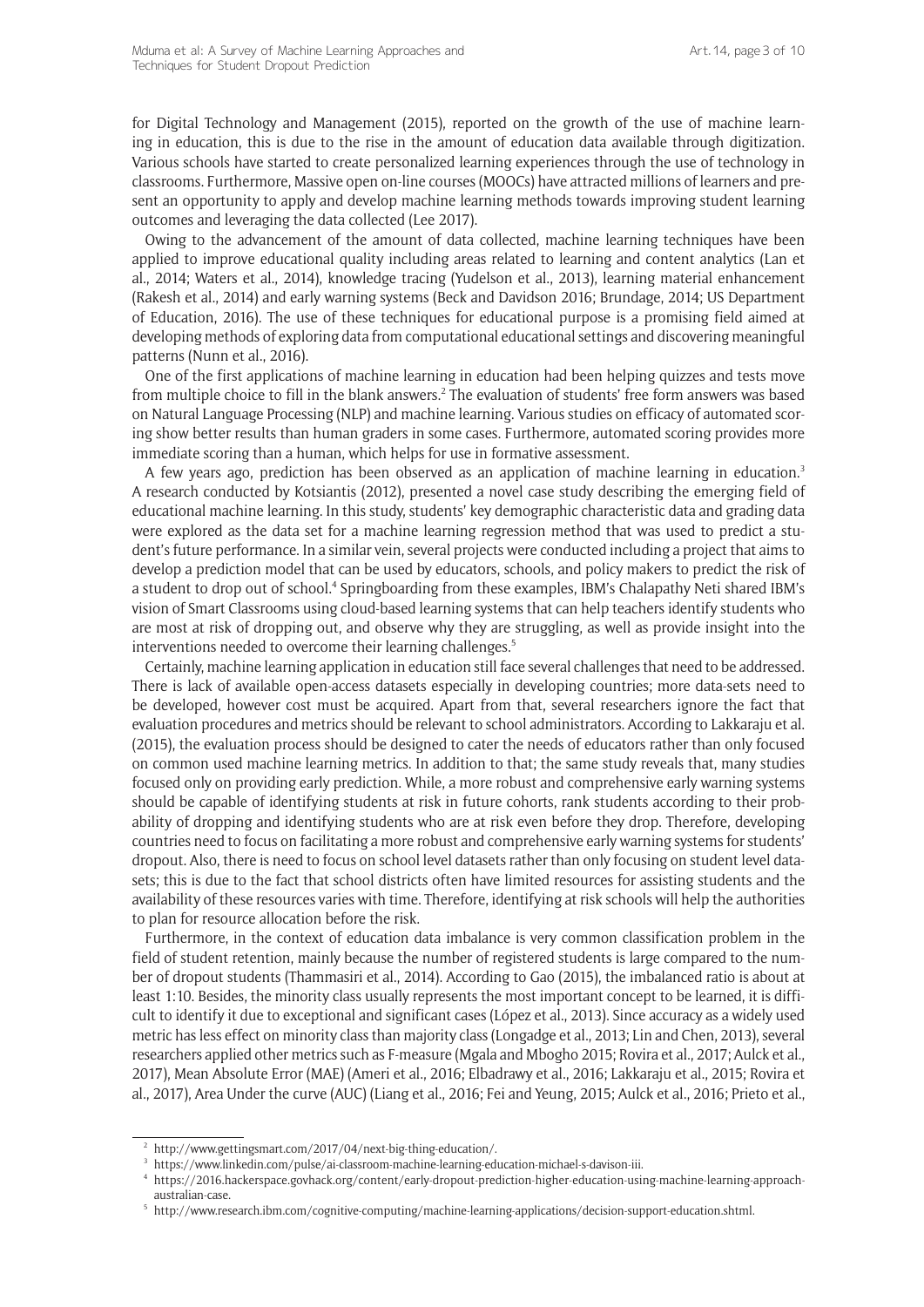for Digital Technology and Management (2015), reported on the growth of the use of machine learning in education, this is due to the rise in the amount of education data available through digitization. Various schools have started to create personalized learning experiences through the use of technology in classrooms. Furthermore, Massive open on-line courses (MOOCs) have attracted millions of learners and present an opportunity to apply and develop machine learning methods towards improving student learning outcomes and leveraging the data collected (Lee 2017).

Owing to the advancement of the amount of data collected, machine learning techniques have been applied to improve educational quality including areas related to learning and content analytics (Lan et al., 2014; Waters et al., 2014), knowledge tracing (Yudelson et al., 2013), learning material enhancement (Rakesh et al., 2014) and early warning systems (Beck and Davidson 2016; Brundage, 2014; US Department of Education, 2016). The use of these techniques for educational purpose is a promising field aimed at developing methods of exploring data from computational educational settings and discovering meaningful patterns (Nunn et al., 2016).

One of the first applications of machine learning in education had been helping quizzes and tests move from multiple choice to fill in the blank answers.[2] The evaluation of students' free form answers was based on Natural Language Processing (NLP) and machine learning. Various studies on efficacy of automated scoring show better results than human graders in some cases. Furthermore, automated scoring provides more immediate scoring than a human, which helps for use in formative assessment.

A few years ago, prediction has been observed as an application of machine learning in education.[3] A research conducted by Kotsiantis (2012), presented a novel case study describing the emerging field of educational machine learning. In this study, students' key demographic characteristic data and grading data were explored as the data set for a machine learning regression method that was used to predict a student's future performance. In a similar vein, several projects were conducted including a project that aims to develop a prediction model that can be used by educators, schools, and policy makers to predict the risk of a student to drop out of school.[4] Springboarding from these examples, IBM's Chalapathy Neti shared IBM's vision of Smart Classrooms using cloud-based learning systems that can help teachers identify students who are most at risk of dropping out, and observe why they are struggling, as well as provide insight into the interventions needed to overcome their learning challenges.[5]

Certainly, machine learning application in education still face several challenges that need to be addressed. There is lack of available open-access datasets especially in developing countries; more data-sets need to be developed, however cost must be acquired. Apart from that, several researchers ignore the fact that evaluation procedures and metrics should be relevant to school administrators. According to Lakkaraju et al. (2015), the evaluation process should be designed to cater the needs of educators rather than only focused on common used machine learning metrics. In addition to that; the same study reveals that, many studies focused only on providing early prediction. While, a more robust and comprehensive early warning systems should be capable of identifying students at risk in future cohorts, rank students according to their probability of dropping and identifying students who are at risk even before they drop. Therefore, developing countries need to focus on facilitating a more robust and comprehensive early warning systems for students' dropout. Also, there is need to focus on school level datasets rather than only focusing on student level datasets; this is due to the fact that school districts often have limited resources for assisting students and the availability of these resources varies with time. Therefore, identifying at risk schools will help the authorities to plan for resource allocation before the risk.

Furthermore, in the context of education data imbalance is very common classification problem in the field of student retention, mainly because the number of registered students is large compared to the number of dropout students (Thammasiri et al., 2014). According to Gao (2015), the imbalanced ratio is about at least 1:10. Besides, the minority class usually represents the most important concept to be learned, it is difficult to identify it due to exceptional and significant cases (López et al., 2013). Since accuracy as a widely used metric has less effect on minority class than majority class (Longadge et al., 2013; Lin and Chen, 2013), several researchers applied other metrics such as F-measure (Mgala and Mbogho 2015; Rovira et al., 2017; Aulck et al., 2017), Mean Absolute Error (MAE) (Ameri et al., 2016; Elbadrawy et al., 2016; Lakkaraju et al., 2015; Rovira et al., 2017), Area Under the curve (AUC) (Liang et al., 2016; Fei and Yeung, 2015; Aulck et al., 2016; Prieto et al.,

---

[2] http://www.gettingsmart.com/2017/04/next-big-thing-education/.

[3] https://www.linkedin.com/pulse/ai-classroom-machine-learning-education-michael-s-davison-iii.

[4] https://2016.hackerspace.govhack.org/content/early-dropout-prediction-higher-education-using-machine-learning-approach-australian-case.

[5] http://www.research.ibm.com/cognitive-computing/machine-learning-applications/decision-support-education.shtml.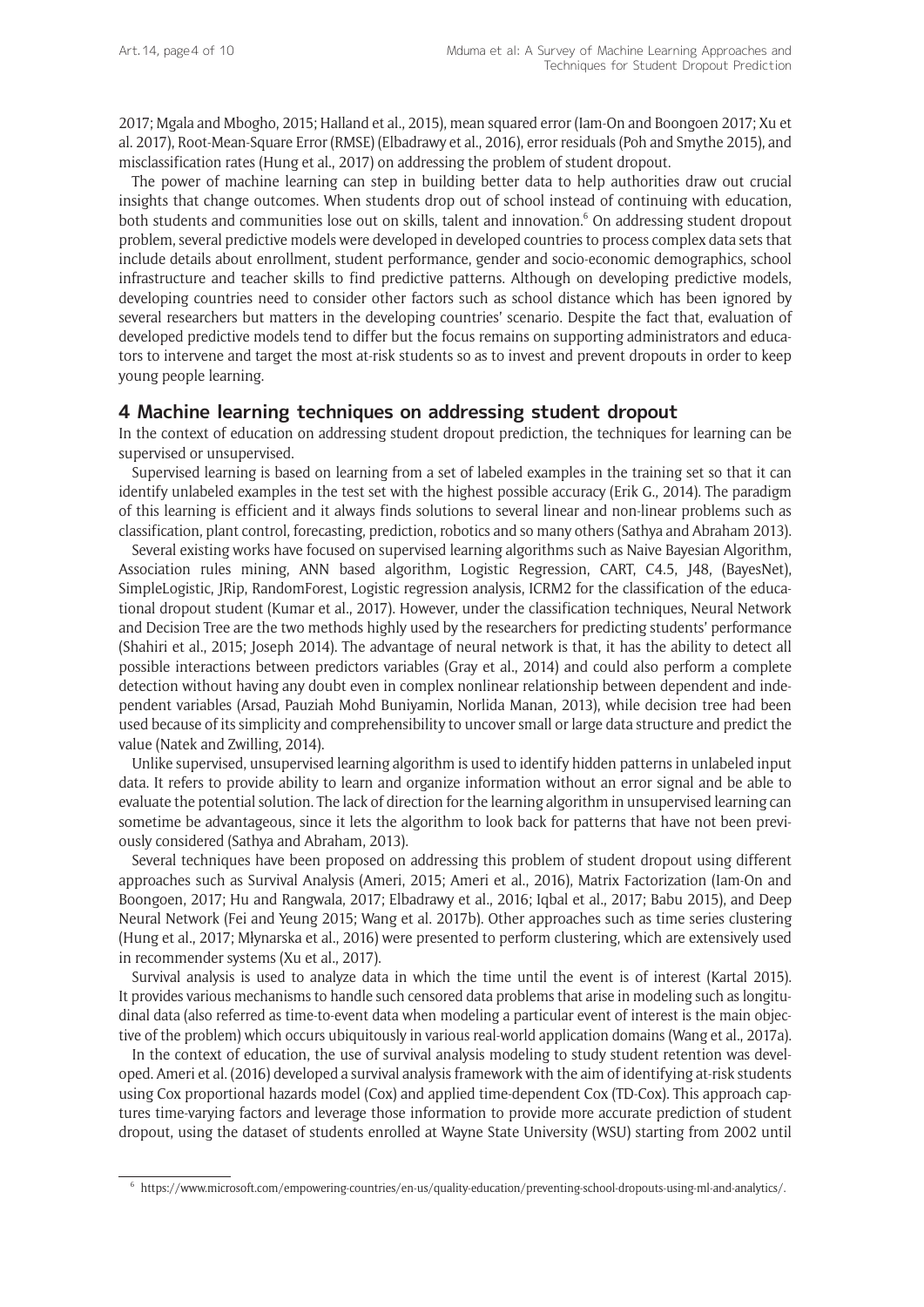2017; Mgala and Mbogho, 2015; Halland et al., 2015), mean squared error (Iam-On and Boongoen 2017; Xu et al. 2017), Root-Mean-Square Error (RMSE) (Elbadrawy et al., 2016), error residuals (Poh and Smythe 2015), and misclassification rates (Hung et al., 2017) on addressing the problem of student dropout.

The power of machine learning can step in building better data to help authorities draw out crucial insights that change outcomes. When students drop out of school instead of continuing with education, both students and communities lose out on skills, talent and innovation.[6] On addressing student dropout problem, several predictive models were developed in developed countries to process complex data sets that include details about enrollment, student performance, gender and socio-economic demographics, school infrastructure and teacher skills to find predictive patterns. Although on developing predictive models, developing countries need to consider other factors such as school distance which has been ignored by several researchers but matters in the developing countries' scenario. Despite the fact that, evaluation of developed predictive models tend to differ but the focus remains on supporting administrators and educators to intervene and target the most at-risk students so as to invest and prevent dropouts in order to keep young people learning.

## 4 Machine learning techniques on addressing student dropout

In the context of education on addressing student dropout prediction, the techniques for learning can be supervised or unsupervised.

Supervised learning is based on learning from a set of labeled examples in the training set so that it can identify unlabeled examples in the test set with the highest possible accuracy (Erik G., 2014). The paradigm of this learning is efficient and it always finds solutions to several linear and non-linear problems such as classification, plant control, forecasting, prediction, robotics and so many others (Sathya and Abraham 2013).

Several existing works have focused on supervised learning algorithms such as Naive Bayesian Algorithm, Association rules mining, ANN based algorithm, Logistic Regression, CART, C4.5, J48, (BayesNet), SimpleLogistic, JRip, RandomForest, Logistic regression analysis, ICRM2 for the classification of the educational dropout student (Kumar et al., 2017). However, under the classification techniques, Neural Network and Decision Tree are the two methods highly used by the researchers for predicting students' performance (Shahiri et al., 2015; Joseph 2014). The advantage of neural network is that, it has the ability to detect all possible interactions between predictors variables (Gray et al., 2014) and could also perform a complete detection without having any doubt even in complex nonlinear relationship between dependent and independent variables (Arsad, Pauziah Mohd Buniyamin, Norlida Manan, 2013), while decision tree had been used because of its simplicity and comprehensibility to uncover small or large data structure and predict the value (Natek and Zwilling, 2014).

Unlike supervised, unsupervised learning algorithm is used to identify hidden patterns in unlabeled input data. It refers to provide ability to learn and organize information without an error signal and be able to evaluate the potential solution. The lack of direction for the learning algorithm in unsupervised learning can sometime be advantageous, since it lets the algorithm to look back for patterns that have not been previously considered (Sathya and Abraham, 2013).

Several techniques have been proposed on addressing this problem of student dropout using different approaches such as Survival Analysis (Ameri, 2015; Ameri et al., 2016), Matrix Factorization (Iam-On and Boongoen, 2017; Hu and Rangwala, 2017; Elbadrawy et al., 2016; Iqbal et al., 2017; Babu 2015), and Deep Neural Network (Fei and Yeung 2015; Wang et al. 2017b). Other approaches such as time series clustering (Hung et al., 2017; Młynarska et al., 2016) were presented to perform clustering, which are extensively used in recommender systems (Xu et al., 2017).

Survival analysis is used to analyze data in which the time until the event is of interest (Kartal 2015). It provides various mechanisms to handle such censored data problems that arise in modeling such as longitudinal data (also referred as time-to-event data when modeling a particular event of interest is the main objective of the problem) which occurs ubiquitously in various real-world application domains (Wang et al., 2017a).

In the context of education, the use of survival analysis modeling to study student retention was developed. Ameri et al. (2016) developed a survival analysis framework with the aim of identifying at-risk students using Cox proportional hazards model (Cox) and applied time-dependent Cox (TD-Cox). This approach captures time-varying factors and leverage those information to provide more accurate prediction of student dropout, using the dataset of students enrolled at Wayne State University (WSU) starting from 2002 until

[6] https://www.microsoft.com/empowering-countries/en-us/quality-education/preventing-school-dropouts-using-ml-and-analytics/.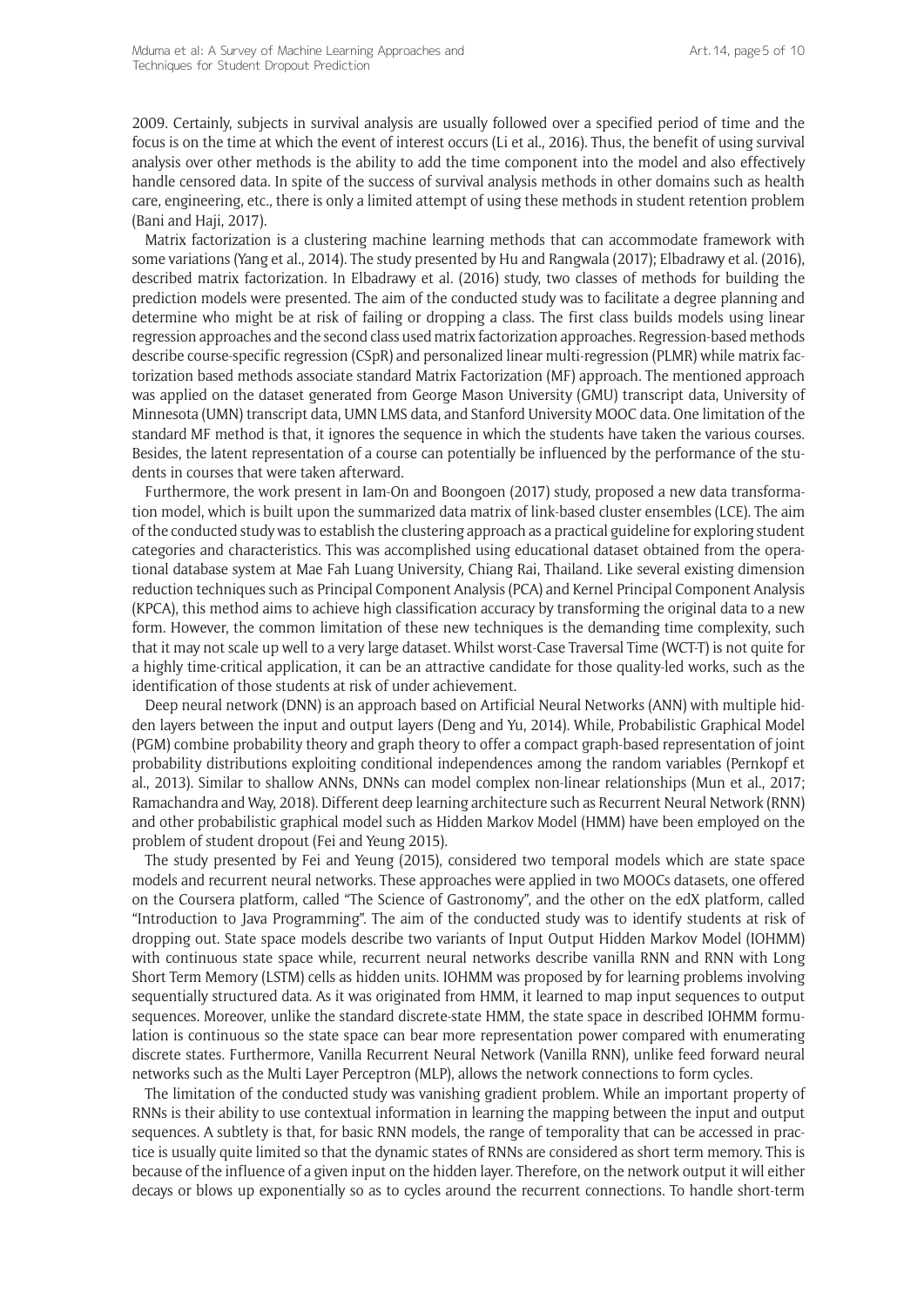2009. Certainly, subjects in survival analysis are usually followed over a specified period of time and the focus is on the time at which the event of interest occurs (Li et al., 2016). Thus, the benefit of using survival analysis over other methods is the ability to add the time component into the model and also effectively handle censored data. In spite of the success of survival analysis methods in other domains such as health care, engineering, etc., there is only a limited attempt of using these methods in student retention problem (Bani and Haji, 2017).

Matrix factorization is a clustering machine learning methods that can accommodate framework with some variations (Yang et al., 2014). The study presented by Hu and Rangwala (2017); Elbadrawy et al. (2016), described matrix factorization. In Elbadrawy et al. (2016) study, two classes of methods for building the prediction models were presented. The aim of the conducted study was to facilitate a degree planning and determine who might be at risk of failing or dropping a class. The first class builds models using linear regression approaches and the second class used matrix factorization approaches. Regression-based methods describe course-specific regression (CSpR) and personalized linear multi-regression (PLMR) while matrix factorization based methods associate standard Matrix Factorization (MF) approach. The mentioned approach was applied on the dataset generated from George Mason University (GMU) transcript data, University of Minnesota (UMN) transcript data, UMN LMS data, and Stanford University MOOC data. One limitation of the standard MF method is that, it ignores the sequence in which the students have taken the various courses. Besides, the latent representation of a course can potentially be influenced by the performance of the students in courses that were taken afterward.

Furthermore, the work present in Iam-On and Boongoen (2017) study, proposed a new data transformation model, which is built upon the summarized data matrix of link-based cluster ensembles (LCE). The aim of the conducted study was to establish the clustering approach as a practical guideline for exploring student categories and characteristics. This was accomplished using educational dataset obtained from the operational database system at Mae Fah Luang University, Chiang Rai, Thailand. Like several existing dimension reduction techniques such as Principal Component Analysis (PCA) and Kernel Principal Component Analysis (KPCA), this method aims to achieve high classification accuracy by transforming the original data to a new form. However, the common limitation of these new techniques is the demanding time complexity, such that it may not scale up well to a very large dataset. Whilst worst-Case Traversal Time (WCT-T) is not quite for a highly time-critical application, it can be an attractive candidate for those quality-led works, such as the identification of those students at risk of under achievement.

Deep neural network (DNN) is an approach based on Artificial Neural Networks (ANN) with multiple hidden layers between the input and output layers (Deng and Yu, 2014). While, Probabilistic Graphical Model (PGM) combine probability theory and graph theory to offer a compact graph-based representation of joint probability distributions exploiting conditional independences among the random variables (Pernkopf et al., 2013). Similar to shallow ANNs, DNNs can model complex non-linear relationships (Mun et al., 2017; Ramachandra and Way, 2018). Different deep learning architecture such as Recurrent Neural Network (RNN) and other probabilistic graphical model such as Hidden Markov Model (HMM) have been employed on the problem of student dropout (Fei and Yeung 2015).

The study presented by Fei and Yeung (2015), considered two temporal models which are state space models and recurrent neural networks. These approaches were applied in two MOOCs datasets, one offered on the Coursera platform, called "The Science of Gastronomy", and the other on the edX platform, called "Introduction to Java Programming". The aim of the conducted study was to identify students at risk of dropping out. State space models describe two variants of Input Output Hidden Markov Model (IOHMM) with continuous state space while, recurrent neural networks describe vanilla RNN and RNN with Long Short Term Memory (LSTM) cells as hidden units. IOHMM was proposed by for learning problems involving sequentially structured data. As it was originated from HMM, it learned to map input sequences to output sequences. Moreover, unlike the standard discrete-state HMM, the state space in described IOHMM formulation is continuous so the state space can bear more representation power compared with enumerating discrete states. Furthermore, Vanilla Recurrent Neural Network (Vanilla RNN), unlike feed forward neural networks such as the Multi Layer Perceptron (MLP), allows the network connections to form cycles.

The limitation of the conducted study was vanishing gradient problem. While an important property of RNNs is their ability to use contextual information in learning the mapping between the input and output sequences. A subtlety is that, for basic RNN models, the range of temporality that can be accessed in practice is usually quite limited so that the dynamic states of RNNs are considered as short term memory. This is because of the influence of a given input on the hidden layer. Therefore, on the network output it will either decays or blows up exponentially so as to cycles around the recurrent connections. To handle short-term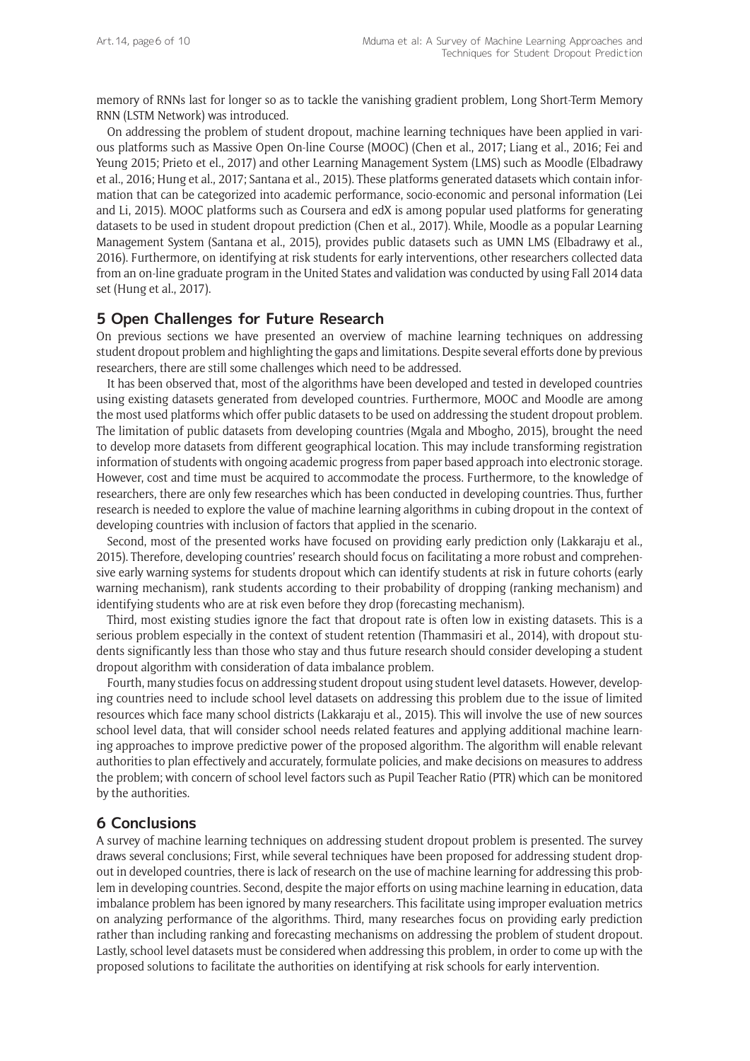memory of RNNs last for longer so as to tackle the vanishing gradient problem, Long Short-Term Memory RNN (LSTM Network) was introduced.

On addressing the problem of student dropout, machine learning techniques have been applied in various platforms such as Massive Open On-line Course (MOOC) (Chen et al., 2017; Liang et al., 2016; Fei and Yeung 2015; Prieto et al., 2017) and other Learning Management System (LMS) such as Moodle (Elbadrawy et al., 2016; Hung et al., 2017; Santana et al., 2015). These platforms generated datasets which contain information that can be categorized into academic performance, socio-economic and personal information (Lei and Li, 2015). MOOC platforms such as Coursera and edX is among popular used platforms for generating datasets to be used in student dropout prediction (Chen et al., 2017). While, Moodle as a popular Learning Management System (Santana et al., 2015), provides public datasets such as UMN LMS (Elbadrawy et al., 2016). Furthermore, on identifying at risk students for early interventions, other researchers collected data from an on-line graduate program in the United States and validation was conducted by using Fall 2014 data set (Hung et al., 2017).

## 5 Open Challenges for Future Research

On previous sections we have presented an overview of machine learning techniques on addressing student dropout problem and highlighting the gaps and limitations. Despite several efforts done by previous researchers, there are still some challenges which need to be addressed.

It has been observed that, most of the algorithms have been developed and tested in developed countries using existing datasets generated from developed countries. Furthermore, MOOC and Moodle are among the most used platforms which offer public datasets to be used on addressing the student dropout problem. The limitation of public datasets from developing countries (Mgala and Mbogho, 2015), brought the need to develop more datasets from different geographical location. This may include transforming registration information of students with ongoing academic progress from paper based approach into electronic storage. However, cost and time must be acquired to accommodate the process. Furthermore, to the knowledge of researchers, there are only few researches which has been conducted in developing countries. Thus, further research is needed to explore the value of machine learning algorithms in cubing dropout in the context of developing countries with inclusion of factors that applied in the scenario.

Second, most of the presented works have focused on providing early prediction only (Lakkaraju et al., 2015). Therefore, developing countries' research should focus on facilitating a more robust and comprehensive early warning systems for students dropout which can identify students at risk in future cohorts (early warning mechanism), rank students according to their probability of dropping (ranking mechanism) and identifying students who are at risk even before they drop (forecasting mechanism).

Third, most existing studies ignore the fact that dropout rate is often low in existing datasets. This is a serious problem especially in the context of student retention (Thammasiri et al., 2014), with dropout students significantly less than those who stay and thus future research should consider developing a student dropout algorithm with consideration of data imbalance problem.

Fourth, many studies focus on addressing student dropout using student level datasets. However, developing countries need to include school level datasets on addressing this problem due to the issue of limited resources which face many school districts (Lakkaraju et al., 2015). This will involve the use of new sources school level data, that will consider school needs related features and applying additional machine learning approaches to improve predictive power of the proposed algorithm. The algorithm will enable relevant authorities to plan effectively and accurately, formulate policies, and make decisions on measures to address the problem; with concern of school level factors such as Pupil Teacher Ratio (PTR) which can be monitored by the authorities.

## 6 Conclusions

A survey of machine learning techniques on addressing student dropout problem is presented. The survey draws several conclusions; First, while several techniques have been proposed for addressing student dropout in developed countries, there is lack of research on the use of machine learning for addressing this problem in developing countries. Second, despite the major efforts on using machine learning in education, data imbalance problem has been ignored by many researchers. This facilitate using improper evaluation metrics on analyzing performance of the algorithms. Third, many researches focus on providing early prediction rather than including ranking and forecasting mechanisms on addressing the problem of student dropout. Lastly, school level datasets must be considered when addressing this problem, in order to come up with the proposed solutions to facilitate the authorities on identifying at risk schools for early intervention.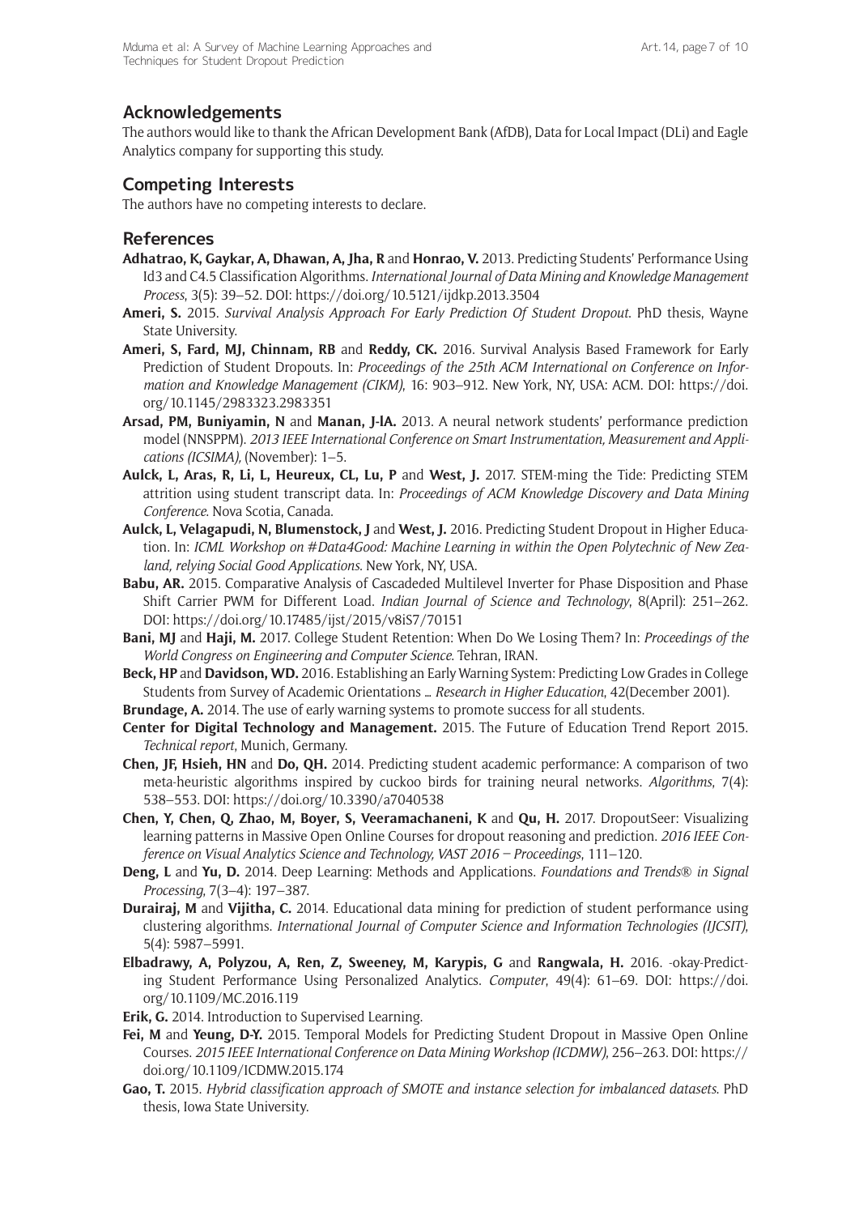## Acknowledgements

The authors would like to thank the African Development Bank (AfDB), Data for Local Impact (DLi) and Eagle Analytics company for supporting this study.

## Competing Interests

The authors have no competing interests to declare.

## References

**Adhatrao, K, Gaykar, A, Dhawan, A, Jha, R** and **Honrao, V.** 2013. Predicting Students' Performance Using Id3 and C4.5 Classification Algorithms. *International Journal of Data Mining and Knowledge Management Process*, 3(5): 39–52. DOI: https://doi.org/10.5121/ijdkp.2013.3504

**Ameri, S.** 2015. *Survival Analysis Approach For Early Prediction Of Student Dropout*. PhD thesis, Wayne State University.

**Ameri, S, Fard, MJ, Chinnam, RB** and **Reddy, CK.** 2016. Survival Analysis Based Framework for Early Prediction of Student Dropouts. In: *Proceedings of the 25th ACM International on Conference on Information and Knowledge Management (CIKM)*, 16: 903–912. New York, NY, USA: ACM. DOI: https://doi.org/10.1145/2983323.2983351

**Arsad, PM, Buniyamin, N** and **Manan, J-lA.** 2013. A neural network students' performance prediction model (NNSPPM). *2013 IEEE International Conference on Smart Instrumentation, Measurement and Applications (ICSIMA),* (November): 1–5.

**Aulck, L, Aras, R, Li, L, Heureux, CL, Lu, P** and **West, J.** 2017. STEM-ming the Tide: Predicting STEM attrition using student transcript data. In: *Proceedings of ACM Knowledge Discovery and Data Mining Conference*. Nova Scotia, Canada.

**Aulck, L, Velagapudi, N, Blumenstock, J** and **West, J.** 2016. Predicting Student Dropout in Higher Education. In: *ICML Workshop on #Data4Good: Machine Learning in within the Open Polytechnic of New Zealand, relying Social Good Applications*. New York, NY, USA.

**Babu, AR.** 2015. Comparative Analysis of Cascadeded Multilevel Inverter for Phase Disposition and Phase Shift Carrier PWM for Different Load. *Indian Journal of Science and Technology*, 8(April): 251–262. DOI: https://doi.org/10.17485/ijst/2015/v8iS7/70151

**Bani, MJ** and **Haji, M.** 2017. College Student Retention: When Do We Losing Them? In: *Proceedings of the World Congress on Engineering and Computer Science*. Tehran, IRAN.

**Beck, HP** and **Davidson, WD.** 2016. Establishing an Early Warning System: Predicting Low Grades in College Students from Survey of Academic Orientations ... *Research in Higher Education*, 42(December 2001).

**Brundage, A.** 2014. The use of early warning systems to promote success for all students.

**Center for Digital Technology and Management.** 2015. The Future of Education Trend Report 2015. *Technical report*, Munich, Germany.

**Chen, JF, Hsieh, HN** and **Do, QH.** 2014. Predicting student academic performance: A comparison of two meta-heuristic algorithms inspired by cuckoo birds for training neural networks. *Algorithms*, 7(4): 538–553. DOI: https://doi.org/10.3390/a7040538

**Chen, Y, Chen, Q, Zhao, M, Boyer, S, Veeramachaneni, K** and **Qu, H.** 2017. DropoutSeer: Visualizing learning patterns in Massive Open Online Courses for dropout reasoning and prediction. *2016 IEEE Conference on Visual Analytics Science and Technology, VAST 2016 – Proceedings*, 111–120.

**Deng, L** and **Yu, D.** 2014. Deep Learning: Methods and Applications. *Foundations and Trends® in Signal Processing*, 7(3–4): 197–387.

**Durairaj, M** and **Vijitha, C.** 2014. Educational data mining for prediction of student performance using clustering algorithms. *International Journal of Computer Science and Information Technologies (IJCSIT)*, 5(4): 5987–5991.

**Elbadrawy, A, Polyzou, A, Ren, Z, Sweeney, M, Karypis, G** and **Rangwala, H.** 2016. -okay-Predicting Student Performance Using Personalized Analytics. *Computer*, 49(4): 61–69. DOI: https://doi.org/10.1109/MC.2016.119

**Erik, G.** 2014. Introduction to Supervised Learning.

**Fei, M** and **Yeung, D-Y.** 2015. Temporal Models for Predicting Student Dropout in Massive Open Online Courses. *2015 IEEE International Conference on Data Mining Workshop (ICDMW)*, 256–263. DOI: https://doi.org/10.1109/ICDMW.2015.174

**Gao, T.** 2015. *Hybrid classification approach of SMOTE and instance selection for imbalanced datasets*. PhD thesis, Iowa State University.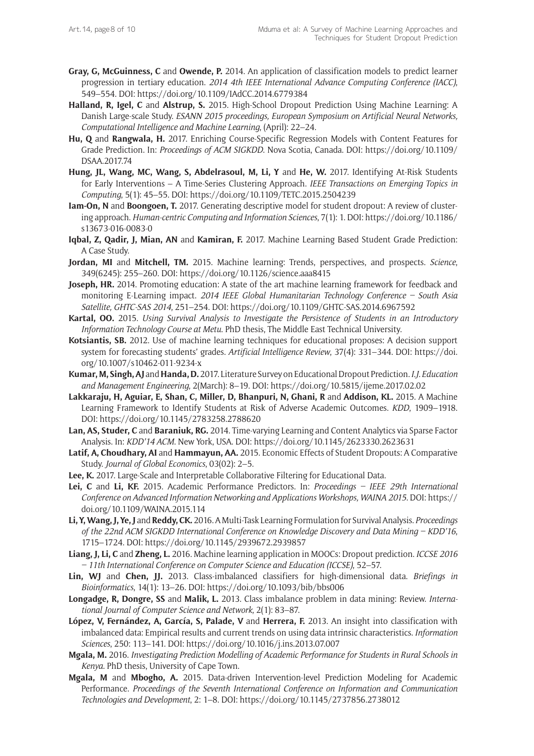**Gray, G, McGuinness, C** and **Owende, P.** 2014. An application of classification models to predict learner progression in tertiary education. *2014 4th IEEE International Advance Computing Conference (IACC)*, 549–554. DOI: https://doi.org/10.1109/IAdCC.2014.6779384

**Halland, R, Igel, C** and **Alstrup, S.** 2015. High-School Dropout Prediction Using Machine Learning: A Danish Large-scale Study. *ESANN 2015 proceedings, European Symposium on Artificial Neural Networks, Computational Intelligence and Machine Learning*, (April): 22–24.

**Hu, Q** and **Rangwala, H.** 2017. Enriching Course-Specific Regression Models with Content Features for Grade Prediction. In: *Proceedings of ACM SIGKDD*. Nova Scotia, Canada. DOI: https://doi.org/10.1109/DSAA.2017.74

**Hung, JL, Wang, MC, Wang, S, Abdelrasoul, M, Li, Y** and **He, W.** 2017. Identifying At-Risk Students for Early Interventions – A Time-Series Clustering Approach. *IEEE Transactions on Emerging Topics in Computing*, 5(1): 45–55. DOI: https://doi.org/10.1109/TETC.2015.2504239

**Iam-On, N** and **Boongoen, T.** 2017. Generating descriptive model for student dropout: A review of clustering approach. *Human-centric Computing and Information Sciences*, 7(1): 1. DOI: https://doi.org/10.1186/s13673-016-0083-0

**Iqbal, Z, Qadir, J, Mian, AN** and **Kamiran, F.** 2017. Machine Learning Based Student Grade Prediction: A Case Study.

**Jordan, MI** and **Mitchell, TM.** 2015. Machine learning: Trends, perspectives, and prospects. *Science*, 349(6245): 255–260. DOI: https://doi.org/10.1126/science.aaa8415

**Joseph, HR.** 2014. Promoting education: A state of the art machine learning framework for feedback and monitoring E-Learning impact. *2014 IEEE Global Humanitarian Technology Conference – South Asia Satellite, GHTC-SAS 2014*, 251–254. DOI: https://doi.org/10.1109/GHTC-SAS.2014.6967592

**Kartal, OO.** 2015. *Using Survival Analysis to Investigate the Persistence of Students in an Introductory Information Technology Course at Metu*. PhD thesis, The Middle East Technical University.

**Kotsiantis, SB.** 2012. Use of machine learning techniques for educational proposes: A decision support system for forecasting students' grades. *Artificial Intelligence Review*, 37(4): 331–344. DOI: https://doi.org/10.1007/s10462-011-9234-x

**Kumar, M, Singh, AJ** and **Handa, D.** 2017. Literature Survey on Educational Dropout Prediction. *I.J. Education and Management Engineering*, 2(March): 8–19. DOI: https://doi.org/10.5815/ijeme.2017.02.02

**Lakkaraju, H, Aguiar, E, Shan, C, Miller, D, Bhanpuri, N, Ghani, R** and **Addison, KL.** 2015. A Machine Learning Framework to Identify Students at Risk of Adverse Academic Outcomes. *KDD*, 1909–1918. DOI: https://doi.org/10.1145/2783258.2788620

**Lan, AS, Studer, C** and **Baraniuk, RG.** 2014. Time-varying Learning and Content Analytics via Sparse Factor Analysis. In: *KDD'14 ACM*. New York, USA. DOI: https://doi.org/10.1145/2623330.2623631

**Latif, A, Choudhary, AI** and **Hammayun, AA.** 2015. Economic Effects of Student Dropouts: A Comparative Study. *Journal of Global Economics*, 03(02): 2–5.

**Lee, K.** 2017. Large-Scale and Interpretable Collaborative Filtering for Educational Data.

**Lei, C** and **Li, KF.** 2015. Academic Performance Predictors. In: *Proceedings – IEEE 29th International Conference on Advanced Information Networking and Applications Workshops, WAINA 2015*. DOI: https://doi.org/10.1109/WAINA.2015.114

**Li, Y, Wang, J, Ye, J** and **Reddy, CK.** 2016. A Multi-Task Learning Formulation for Survival Analysis. *Proceedings of the 22nd ACM SIGKDD International Conference on Knowledge Discovery and Data Mining – KDD'16*, 1715–1724. DOI: https://doi.org/10.1145/2939672.2939857

**Liang, J, Li, C** and **Zheng, L.** 2016. Machine learning application in MOOCs: Dropout prediction. *ICCSE 2016 – 11th International Conference on Computer Science and Education (ICCSE)*, 52–57.

**Lin, WJ** and **Chen, JJ.** 2013. Class-imbalanced classifiers for high-dimensional data. *Briefings in Bioinformatics*, 14(1): 13–26. DOI: https://doi.org/10.1093/bib/bbs006

**Longadge, R, Dongre, SS** and **Malik, L.** 2013. Class imbalance problem in data mining: Review. *International Journal of Computer Science and Network*, 2(1): 83–87.

**López, V, Fernández, A, García, S, Palade, V** and **Herrera, F.** 2013. An insight into classification with imbalanced data: Empirical results and current trends on using data intrinsic characteristics. *Information Sciences*, 250: 113–141. DOI: https://doi.org/10.1016/j.ins.2013.07.007

**Mgala, M.** 2016. *Investigating Prediction Modelling of Academic Performance for Students in Rural Schools in Kenya*. PhD thesis, University of Cape Town.

**Mgala, M** and **Mbogho, A.** 2015. Data-driven Intervention-level Prediction Modeling for Academic Performance. *Proceedings of the Seventh International Conference on Information and Communication Technologies and Development*, 2: 1–8. DOI: https://doi.org/10.1145/2737856.2738012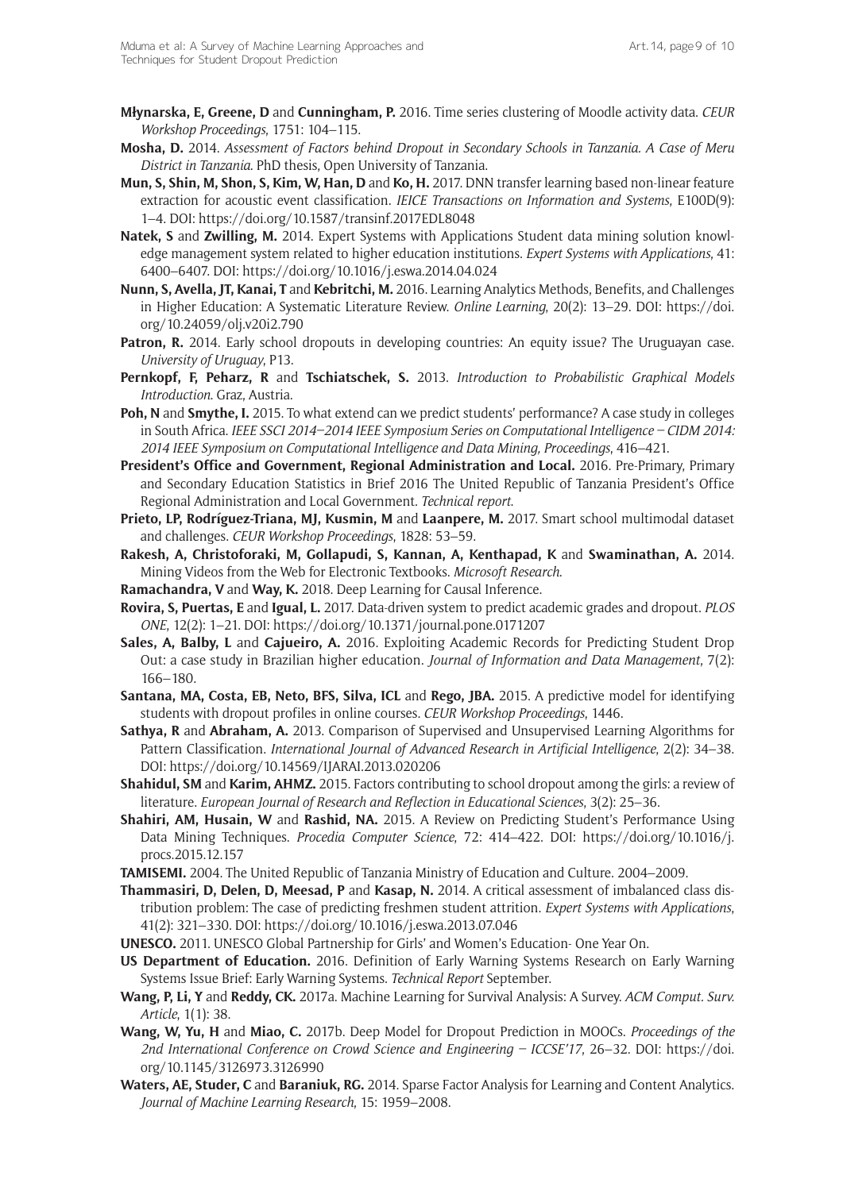**Młynarska, E, Greene, D** and **Cunningham, P.** 2016. Time series clustering of Moodle activity data. *CEUR Workshop Proceedings*, 1751: 104–115.

**Mosha, D.** 2014. *Assessment of Factors behind Dropout in Secondary Schools in Tanzania. A Case of Meru District in Tanzania.* PhD thesis, Open University of Tanzania.

**Mun, S, Shin, M, Shon, S, Kim, W, Han, D** and **Ko, H.** 2017. DNN transfer learning based non-linear feature extraction for acoustic event classification. *IEICE Transactions on Information and Systems*, E100D(9): 1–4. DOI: https://doi.org/10.1587/transinf.2017EDL8048

**Natek, S** and **Zwilling, M.** 2014. Expert Systems with Applications Student data mining solution knowledge management system related to higher education institutions. *Expert Systems with Applications*, 41: 6400–6407. DOI: https://doi.org/10.1016/j.eswa.2014.04.024

**Nunn, S, Avella, JT, Kanai, T** and **Kebritchi, M.** 2016. Learning Analytics Methods, Benefits, and Challenges in Higher Education: A Systematic Literature Review. *Online Learning*, 20(2): 13–29. DOI: https://doi.org/10.24059/olj.v20i2.790

**Patron, R.** 2014. Early school dropouts in developing countries: An equity issue? The Uruguayan case. *University of Uruguay*, P13.

**Pernkopf, F, Peharz, R** and **Tschiatschek, S.** 2013. *Introduction to Probabilistic Graphical Models Introduction.* Graz, Austria.

**Poh, N** and **Smythe, I.** 2015. To what extend can we predict students' performance? A case study in colleges in South Africa. *IEEE SSCI 2014–2014 IEEE Symposium Series on Computational Intelligence – CIDM 2014: 2014 IEEE Symposium on Computational Intelligence and Data Mining, Proceedings*, 416–421.

**President's Office and Government, Regional Administration and Local.** 2016. Pre-Primary, Primary and Secondary Education Statistics in Brief 2016 The United Republic of Tanzania President's Office Regional Administration and Local Government. *Technical report.*

**Prieto, LP, Rodríguez-Triana, MJ, Kusmin, M** and **Laanpere, M.** 2017. Smart school multimodal dataset and challenges. *CEUR Workshop Proceedings*, 1828: 53–59.

**Rakesh, A, Christoforaki, M, Gollapudi, S, Kannan, A, Kenthapad, K** and **Swaminathan, A.** 2014. Mining Videos from the Web for Electronic Textbooks. *Microsoft Research.*

**Ramachandra, V** and **Way, K.** 2018. Deep Learning for Causal Inference.

**Rovira, S, Puertas, E** and **Igual, L.** 2017. Data-driven system to predict academic grades and dropout. *PLOS ONE*, 12(2): 1–21. DOI: https://doi.org/10.1371/journal.pone.0171207

**Sales, A, Balby, L** and **Cajueiro, A.** 2016. Exploiting Academic Records for Predicting Student Drop Out: a case study in Brazilian higher education. *Journal of Information and Data Management*, 7(2): 166–180.

**Santana, MA, Costa, EB, Neto, BFS, Silva, ICL** and **Rego, JBA.** 2015. A predictive model for identifying students with dropout profiles in online courses. *CEUR Workshop Proceedings*, 1446.

**Sathya, R** and **Abraham, A.** 2013. Comparison of Supervised and Unsupervised Learning Algorithms for Pattern Classification. *International Journal of Advanced Research in Artificial Intelligence*, 2(2): 34–38. DOI: https://doi.org/10.14569/IJARAI.2013.020206

**Shahidul, SM** and **Karim, AHMZ.** 2015. Factors contributing to school dropout among the girls: a review of literature. *European Journal of Research and Reflection in Educational Sciences*, 3(2): 25–36.

**Shahiri, AM, Husain, W** and **Rashid, NA.** 2015. A Review on Predicting Student's Performance Using Data Mining Techniques. *Procedia Computer Science*, 72: 414–422. DOI: https://doi.org/10.1016/j.procs.2015.12.157

**TAMISEMI.** 2004. The United Republic of Tanzania Ministry of Education and Culture. 2004–2009.

**Thammasiri, D, Delen, D, Meesad, P** and **Kasap, N.** 2014. A critical assessment of imbalanced class distribution problem: The case of predicting freshmen student attrition. *Expert Systems with Applications*, 41(2): 321–330. DOI: https://doi.org/10.1016/j.eswa.2013.07.046

**UNESCO.** 2011. UNESCO Global Partnership for Girls' and Women's Education- One Year On.

**US Department of Education.** 2016. Definition of Early Warning Systems Research on Early Warning Systems Issue Brief: Early Warning Systems. *Technical Report* September.

**Wang, P, Li, Y** and **Reddy, CK.** 2017a. Machine Learning for Survival Analysis: A Survey. *ACM Comput. Surv. Article*, 1(1): 38.

**Wang, W, Yu, H** and **Miao, C.** 2017b. Deep Model for Dropout Prediction in MOOCs. *Proceedings of the 2nd International Conference on Crowd Science and Engineering – ICCSE'17*, 26–32. DOI: https://doi.org/10.1145/3126973.3126990

**Waters, AE, Studer, C** and **Baraniuk, RG.** 2014. Sparse Factor Analysis for Learning and Content Analytics. *Journal of Machine Learning Research*, 15: 1959–2008.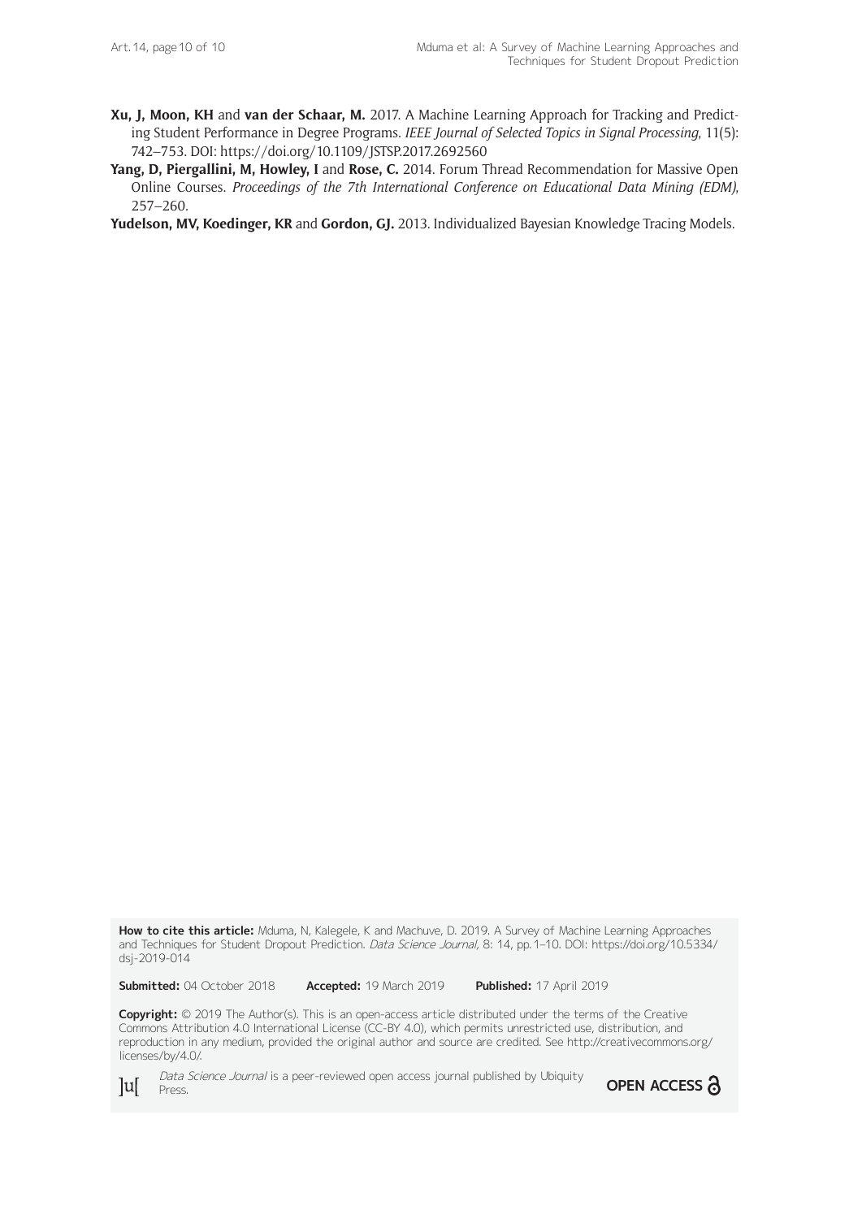**Xu, J, Moon, KH** and **van der Schaar, M.** 2017. A Machine Learning Approach for Tracking and Predicting Student Performance in Degree Programs. *IEEE Journal of Selected Topics in Signal Processing*, 11(5): 742–753. DOI: https://doi.org/10.1109/JSTSP.2017.2692560

**Yang, D, Piergallini, M, Howley, I** and **Rose, C.** 2014. Forum Thread Recommendation for Massive Open Online Courses. *Proceedings of the 7th International Conference on Educational Data Mining (EDM)*, 257–260.

**Yudelson, MV, Koedinger, KR** and **Gordon, GJ.** 2013. Individualized Bayesian Knowledge Tracing Models.

**How to cite this article:** Mduma, N, Kalegele, K and Machuve, D. 2019. A Survey of Machine Learning Approaches and Techniques for Student Dropout Prediction. *Data Science Journal,* 8: 14, pp. 1–10. DOI: https://doi.org/10.5334/dsj-2019-014

**Submitted:** 04 October 2018 **Accepted:** 19 March 2019 **Published:** 17 April 2019

**Copyright:** © 2019 The Author(s). This is an open-access article distributed under the terms of the Creative Commons Attribution 4.0 International License (CC-BY 4.0), which permits unrestricted use, distribution, and reproduction in any medium, provided the original author and source are credited. See http://creativecommons.org/licenses/by/4.0/.

*Data Science Journal* is a peer-reviewed open access journal published by Ubiquity Press.

**OPEN ACCESS**